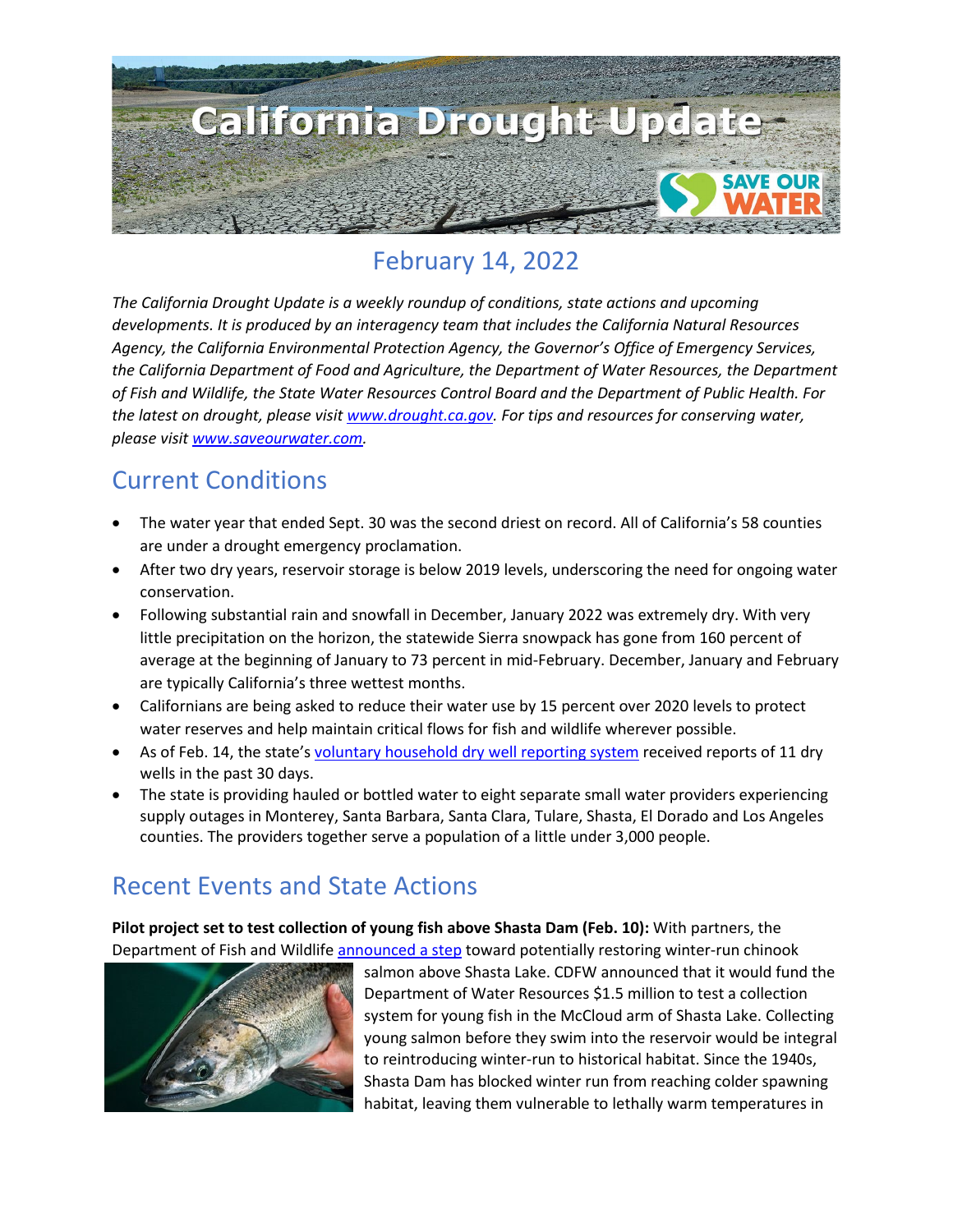# California Drought Update

## February 14, 2022

*The California Drought Update is a weekly roundup of conditions, state actions and upcoming developments. It is produced by an interagency team that includes the California Natural Resources Agency, the California Environmental Protection Agency, the Governor's Office of Emergency Services, the California Department of Food and Agriculture, the Department of Water Resources, the Department of Fish and Wildlife, the State Water Resources Control Board and the Department of Public Health. For the latest on drought, please visit www.drought.ca.gov. For tips and resources for conserving water, please visit www.saveourwater.com.*

## Current Conditions

- The water year that ended Sept. 30 was the second driest on record. All of California's 58 counties are under a drought emergency proclamation.
- After two dry years, reservoir storage is below 2019 levels, underscoring the need for ongoing water conservation.
- Following substantial rain and snowfall in December, January 2022 was extremely dry. With very little precipitation on the horizon, the statewide Sierra snowpack has gone from 160 percent of average at the beginning of January to 73 percent in mid-February. December, January and February are typically California's three wettest months.
- Californians are being asked to reduce their water use by 15 percent over 2020 levels to protect water reserves and help maintain critical flows for fish and wildlife wherever possible.
- As of Feb. 14, the state's voluntary household dry well reporting system received reports of 11 dry wells in the past 30 days.
- The state is providing hauled or bottled water to eight separate small water providers experiencing supply outages in Monterey, Santa Barbara, Santa Clara, Tulare, Shasta, El Dorado and Los Angeles counties. The providers together serve a population of a little under 3,000 people.

## Recent Events and State Actions

**Pilot project set to test collection of young fish above Shasta Dam (Feb. 10):** With partners, the Department of Fish and Wildlife announced a step toward potentially restoring winter-run chinook salmon above Shasta Lake. CDFW announced that it would fund the Department of Water Resources $1.5 million to test a collection system for young fish in the McCloud arm of Shasta Lake. Collecting young salmon before they swim into the reservoir would be integral to reintroducing winter-run to historical habitat. Since the 1940s, Shasta Dam has blocked winter run from reaching colder spawning habitat, leaving them vulnerable to lethally warm temperatures in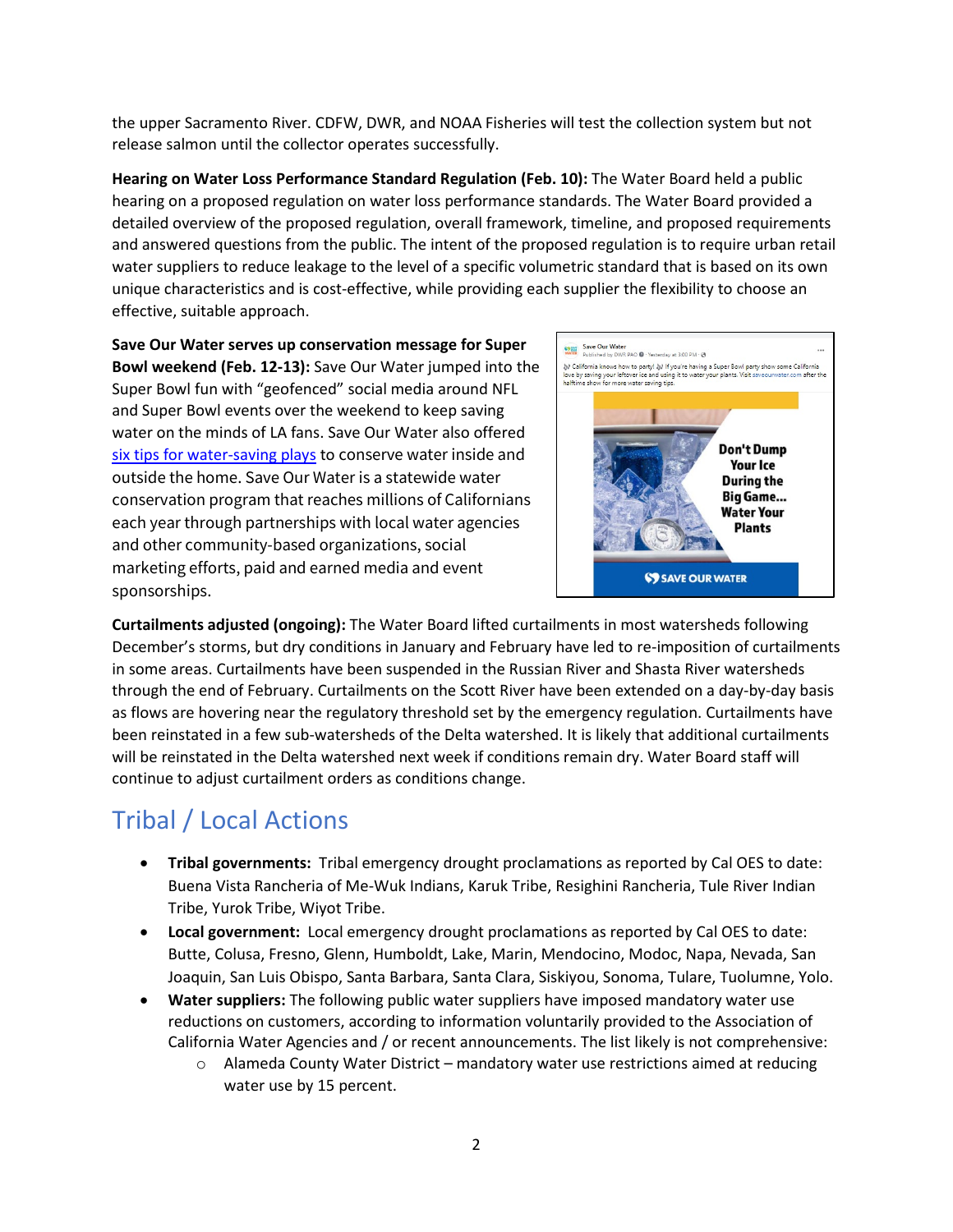the upper Sacramento River. CDFW, DWR, and NOAA Fisheries will test the collection system but not release salmon until the collector operates successfully.

**Hearing on Water Loss Performance Standard Regulation (Feb. 10):** The Water Board held a public hearing on a proposed regulation on water loss performance standards. The Water Board provided a detailed overview of the proposed regulation, overall framework, timeline, and proposed requirements and answered questions from the public. The intent of the proposed regulation is to require urban retail water suppliers to reduce leakage to the level of a specific volumetric standard that is based on its own unique characteristics and is cost-effective, while providing each supplier the flexibility to choose an effective, suitable approach.

**Save Our Water serves up conservation message for Super Bowl weekend (Feb. 12-13):** Save Our Water jumped into the Super Bowl fun with "geofenced" social media around NFL and Super Bowl events over the weekend to keep saving water on the minds of LA fans. Save Our Water also offered [six tips for water-saving plays]() to conserve water inside and outside the home. Save Our Water is a statewide water conservation program that reaches millions of Californians each year through partnerships with local water agencies and other community-based organizations, social marketing efforts, paid and earned media and event sponsorships.

**Curtailments adjusted (ongoing):** The Water Board lifted curtailments in most watersheds following December's storms, but dry conditions in January and February have led to re-imposition of curtailments in some areas. Curtailments have been suspended in the Russian River and Shasta River watersheds through the end of February. Curtailments on the Scott River have been extended on a day-by-day basis as flows are hovering near the regulatory threshold set by the emergency regulation. Curtailments have been reinstated in a few sub-watersheds of the Delta watershed. It is likely that additional curtailments will be reinstated in the Delta watershed next week if conditions remain dry. Water Board staff will continue to adjust curtailment orders as conditions change.

## Tribal / Local Actions

- **Tribal governments:** Tribal emergency drought proclamations as reported by Cal OES to date: Buena Vista Rancheria of Me-Wuk Indians, Karuk Tribe, Resighini Rancheria, Tule River Indian Tribe, Yurok Tribe, Wiyot Tribe.
- **Local government:** Local emergency drought proclamations as reported by Cal OES to date: Butte, Colusa, Fresno, Glenn, Humboldt, Lake, Marin, Mendocino, Modoc, Napa, Nevada, San Joaquin, San Luis Obispo, Santa Barbara, Santa Clara, Siskiyou, Sonoma, Tulare, Tuolumne, Yolo.
- **Water suppliers:** The following public water suppliers have imposed mandatory water use reductions on customers, according to information voluntarily provided to the Association of California Water Agencies and / or recent announcements. The list likely is not comprehensive:
    - Alameda County Water District – mandatory water use restrictions aimed at reducing water use by 15 percent.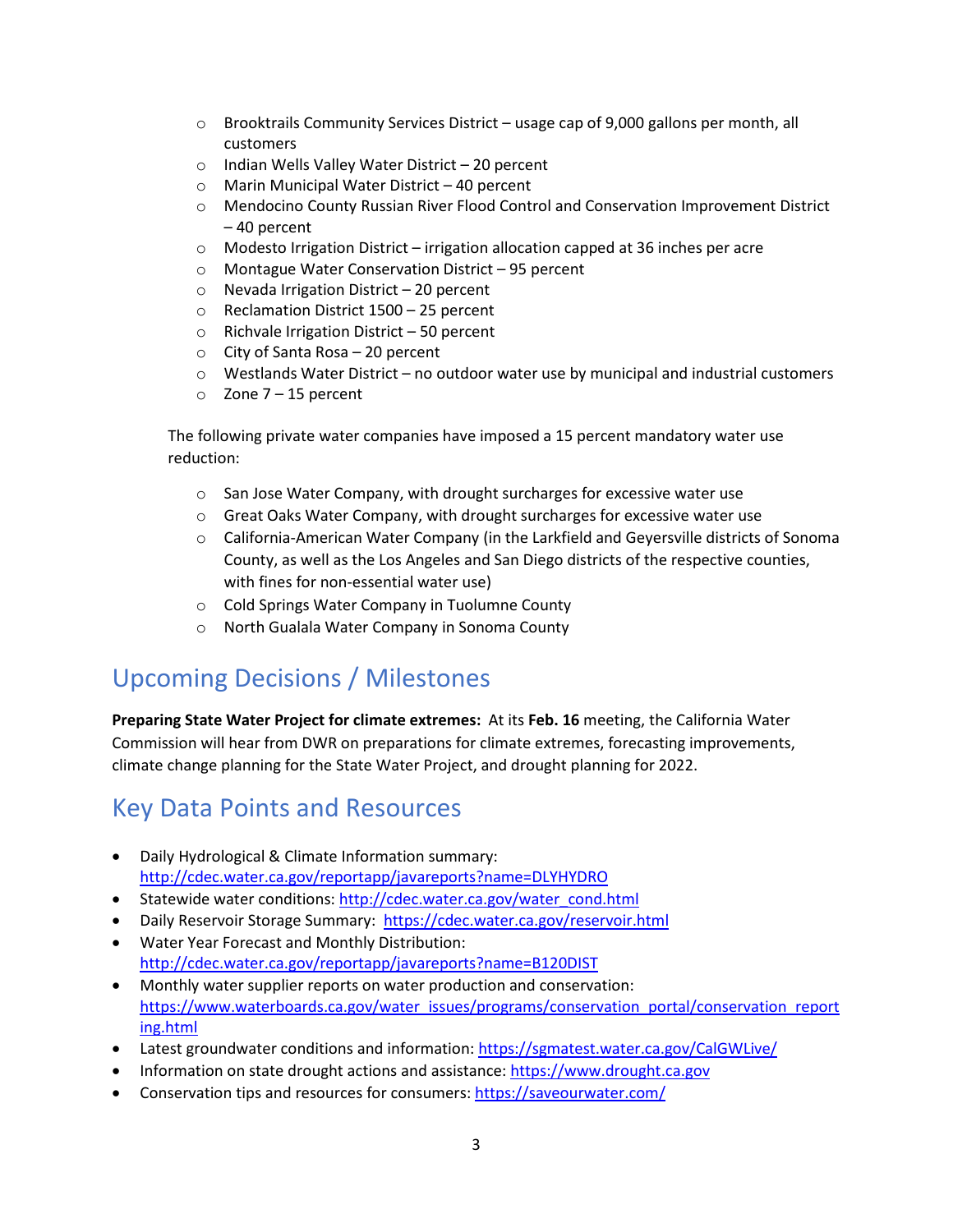- Brooktrails Community Services District – usage cap of 9,000 gallons per month, all customers
- Indian Wells Valley Water District – 20 percent
- Marin Municipal Water District – 40 percent
- Mendocino County Russian River Flood Control and Conservation Improvement District – 40 percent
- Modesto Irrigation District – irrigation allocation capped at 36 inches per acre
- Montague Water Conservation District – 95 percent
- Nevada Irrigation District – 20 percent
- Reclamation District 1500 – 25 percent
- Richvale Irrigation District – 50 percent
- City of Santa Rosa – 20 percent
- Westlands Water District – no outdoor water use by municipal and industrial customers
- Zone 7 – 15 percent

The following private water companies have imposed a 15 percent mandatory water use reduction:

- San Jose Water Company, with drought surcharges for excessive water use
- Great Oaks Water Company, with drought surcharges for excessive water use
- California-American Water Company (in the Larkfield and Geyersville districts of Sonoma County, as well as the Los Angeles and San Diego districts of the respective counties, with fines for non-essential water use)
- Cold Springs Water Company in Tuolumne County
- North Gualala Water Company in Sonoma County

## Upcoming Decisions / Milestones

**Preparing State Water Project for climate extremes:** At its **Feb. 16** meeting, the California Water Commission will hear from DWR on preparations for climate extremes, forecasting improvements, climate change planning for the State Water Project, and drought planning for 2022.

## Key Data Points and Resources

- Daily Hydrological & Climate Information summary: http://cdec.water.ca.gov/reportapp/javareports?name=DLYHYDRO
- Statewide water conditions: http://cdec.water.ca.gov/water_cond.html
- Daily Reservoir Storage Summary: https://cdec.water.ca.gov/reservoir.html
- Water Year Forecast and Monthly Distribution: http://cdec.water.ca.gov/reportapp/javareports?name=B120DIST
- Monthly water supplier reports on water production and conservation: https://www.waterboards.ca.gov/water_issues/programs/conservation_portal/conservation_reporting.html
- Latest groundwater conditions and information: https://sgmatest.water.ca.gov/CalGWLive/
- Information on state drought actions and assistance: https://www.drought.ca.gov
- Conservation tips and resources for consumers: https://saveourwater.com/